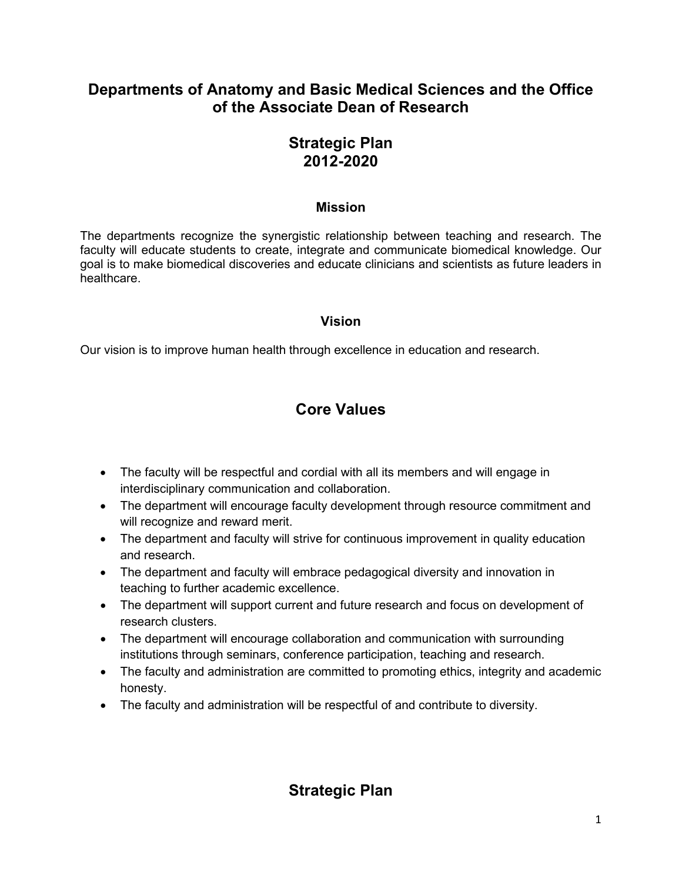# Departments of Anatomy and Basic Medical Sciences and the Office of the Associate Dean of Research

# Strategic Plan 2012-2020

### Mission

The departments recognize the synergistic relationship between teaching and research. The faculty will educate students to create, integrate and communicate biomedical knowledge. Our goal is to make biomedical discoveries and educate clinicians and scientists as future leaders in healthcare.

### Vision

Our vision is to improve human health through excellence in education and research.

## Core Values

- The faculty will be respectful and cordial with all its members and will engage in interdisciplinary communication and collaboration.
- The department will encourage faculty development through resource commitment and will recognize and reward merit.
- The department and faculty will strive for continuous improvement in quality education and research.
- The department and faculty will embrace pedagogical diversity and innovation in teaching to further academic excellence.
- The department will support current and future research and focus on development of research clusters.
- The department will encourage collaboration and communication with surrounding institutions through seminars, conference participation, teaching and research.
- The faculty and administration are committed to promoting ethics, integrity and academic honesty.
- The faculty and administration will be respectful of and contribute to diversity.

## Strategic Plan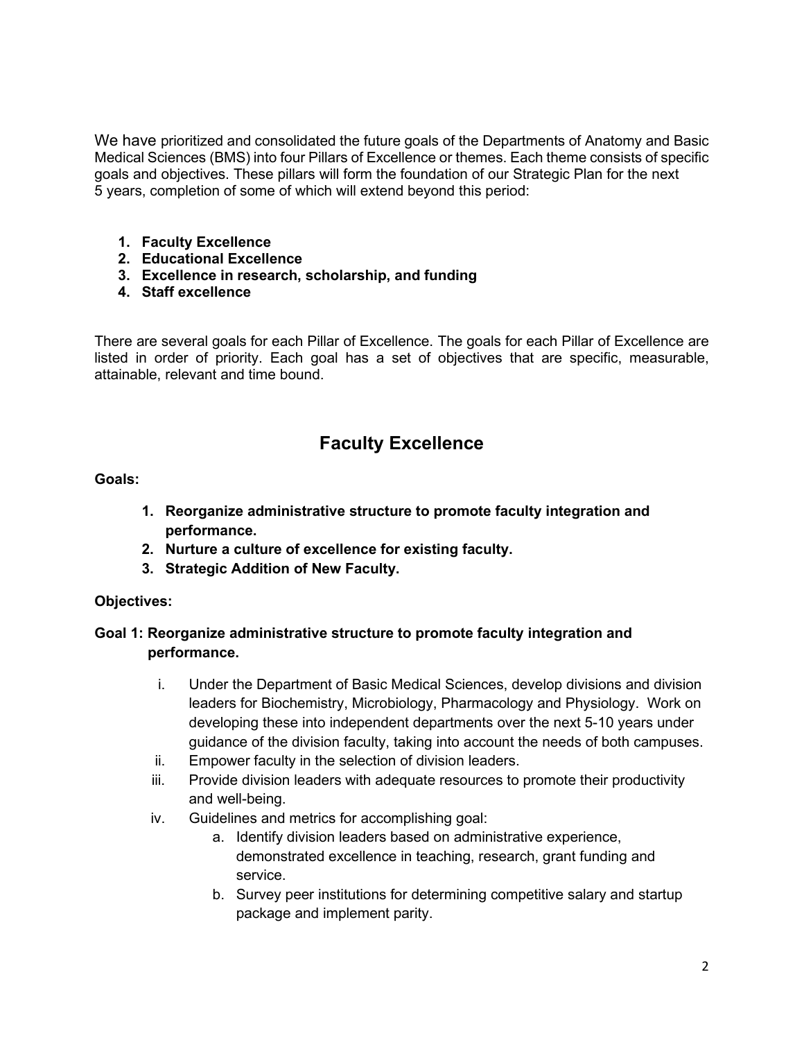We have prioritized and consolidated the future goals of the Departments of Anatomy and Basic Medical Sciences (BMS) into four Pillars of Excellence or themes. Each theme consists of specific goals and objectives. These pillars will form the foundation of our Strategic Plan for the next 5 years, completion of some of which will extend beyond this period:

1. **Faculty Excellence**
2. **Educational Excellence**
3. **Excellence in research, scholarship, and funding**
4. **Staff excellence**

There are several goals for each Pillar of Excellence. The goals for each Pillar of Excellence are listed in order of priority. Each goal has a set of objectives that are specific, measurable, attainable, relevant and time bound.

## Faculty Excellence

**Goals:**

1. **Reorganize administrative structure to promote faculty integration and performance.**
2. **Nurture a culture of excellence for existing faculty.**
3. **Strategic Addition of New Faculty.**

**Objectives:**

**Goal 1: Reorganize administrative structure to promote faculty integration and performance.**

- i. Under the Department of Basic Medical Sciences, develop divisions and division leaders for Biochemistry, Microbiology, Pharmacology and Physiology. Work on developing these into independent departments over the next 5-10 years under guidance of the division faculty, taking into account the needs of both campuses.
- ii. Empower faculty in the selection of division leaders.
- iii. Provide division leaders with adequate resources to promote their productivity and well-being.
- iv. Guidelines and metrics for accomplishing goal:
  - a. Identify division leaders based on administrative experience, demonstrated excellence in teaching, research, grant funding and service.
  - b. Survey peer institutions for determining competitive salary and startup package and implement parity.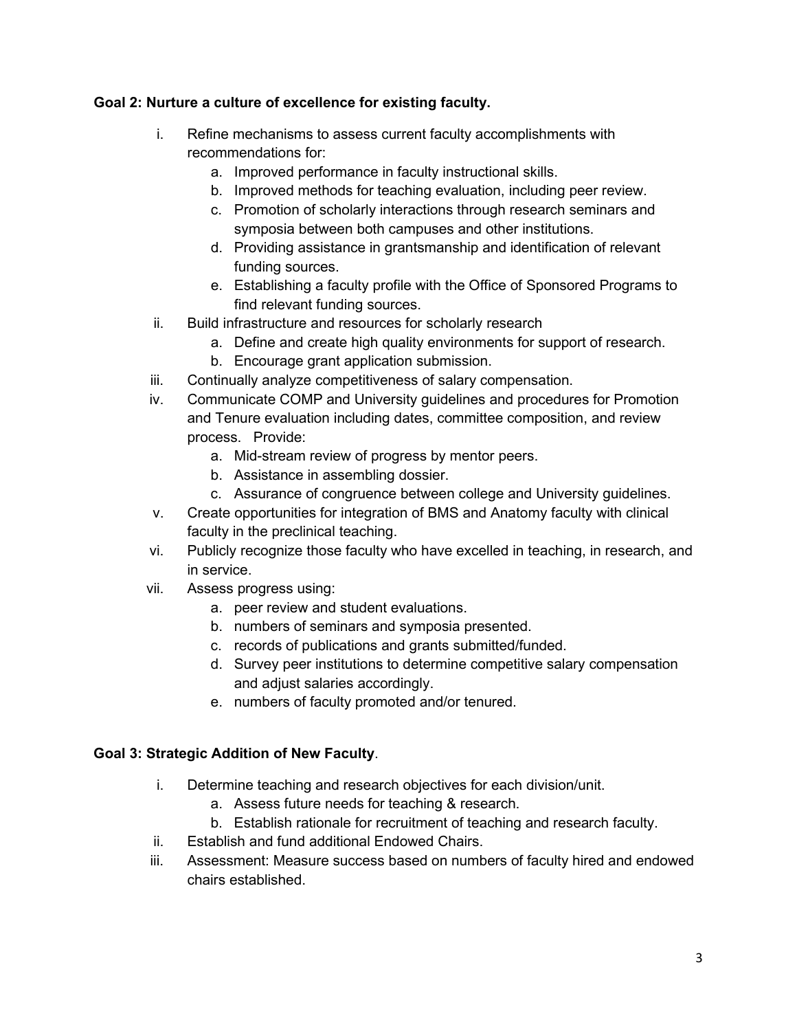**Goal 2: Nurture a culture of excellence for existing faculty.**

i. Refine mechanisms to assess current faculty accomplishments with recommendations for:
    a. Improved performance in faculty instructional skills.
    b. Improved methods for teaching evaluation, including peer review.
    c. Promotion of scholarly interactions through research seminars and symposia between both campuses and other institutions.
    d. Providing assistance in grantsmanship and identification of relevant funding sources.
    e. Establishing a faculty profile with the Office of Sponsored Programs to find relevant funding sources.

ii. Build infrastructure and resources for scholarly research
    a. Define and create high quality environments for support of research.
    b. Encourage grant application submission.

iii. Continually analyze competitiveness of salary compensation.

iv. Communicate COMP and University guidelines and procedures for Promotion and Tenure evaluation including dates, committee composition, and review process. Provide:
    a. Mid-stream review of progress by mentor peers.
    b. Assistance in assembling dossier.
    c. Assurance of congruence between college and University guidelines.

v. Create opportunities for integration of BMS and Anatomy faculty with clinical faculty in the preclinical teaching.

vi. Publicly recognize those faculty who have excelled in teaching, in research, and in service.

vii. Assess progress using:
    a. peer review and student evaluations.
    b. numbers of seminars and symposia presented.
    c. records of publications and grants submitted/funded.
    d. Survey peer institutions to determine competitive salary compensation and adjust salaries accordingly.
    e. numbers of faculty promoted and/or tenured.

**Goal 3: Strategic Addition of New Faculty**.

i. Determine teaching and research objectives for each division/unit.
    a. Assess future needs for teaching & research.
    b. Establish rationale for recruitment of teaching and research faculty.

ii. Establish and fund additional Endowed Chairs.

iii. Assessment: Measure success based on numbers of faculty hired and endowed chairs established.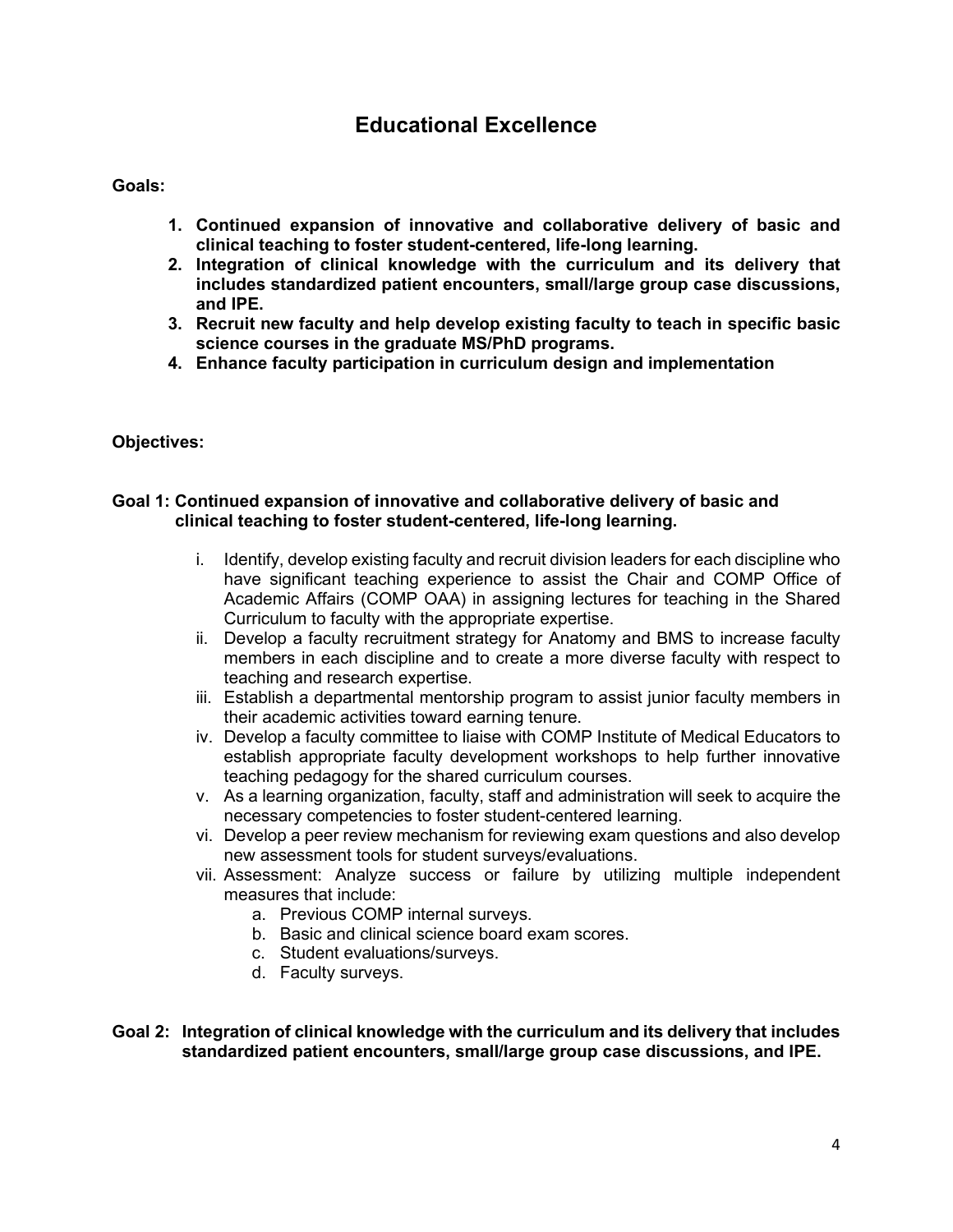# Educational Excellence

**Goals:**

1. **Continued expansion of innovative and collaborative delivery of basic and clinical teaching to foster student-centered, life-long learning.**
2. **Integration of clinical knowledge with the curriculum and its delivery that includes standardized patient encounters, small/large group case discussions, and IPE.**
3. **Recruit new faculty and help develop existing faculty to teach in specific basic science courses in the graduate MS/PhD programs.**
4. **Enhance faculty participation in curriculum design and implementation**

**Objectives:**

**Goal 1: Continued expansion of innovative and collaborative delivery of basic and clinical teaching to foster student-centered, life-long learning.**

i. Identify, develop existing faculty and recruit division leaders for each discipline who have significant teaching experience to assist the Chair and COMP Office of Academic Affairs (COMP OAA) in assigning lectures for teaching in the Shared Curriculum to faculty with the appropriate expertise.

ii. Develop a faculty recruitment strategy for Anatomy and BMS to increase faculty members in each discipline and to create a more diverse faculty with respect to teaching and research expertise.

iii. Establish a departmental mentorship program to assist junior faculty members in their academic activities toward earning tenure.

iv. Develop a faculty committee to liaise with COMP Institute of Medical Educators to establish appropriate faculty development workshops to help further innovative teaching pedagogy for the shared curriculum courses.

v. As a learning organization, faculty, staff and administration will seek to acquire the necessary competencies to foster student-centered learning.

vi. Develop a peer review mechanism for reviewing exam questions and also develop new assessment tools for student surveys/evaluations.

vii. Assessment: Analyze success or failure by utilizing multiple independent measures that include:
   a. Previous COMP internal surveys.
   b. Basic and clinical science board exam scores.
   c. Student evaluations/surveys.
   d. Faculty surveys.

**Goal 2: Integration of clinical knowledge with the curriculum and its delivery that includes standardized patient encounters, small/large group case discussions, and IPE.**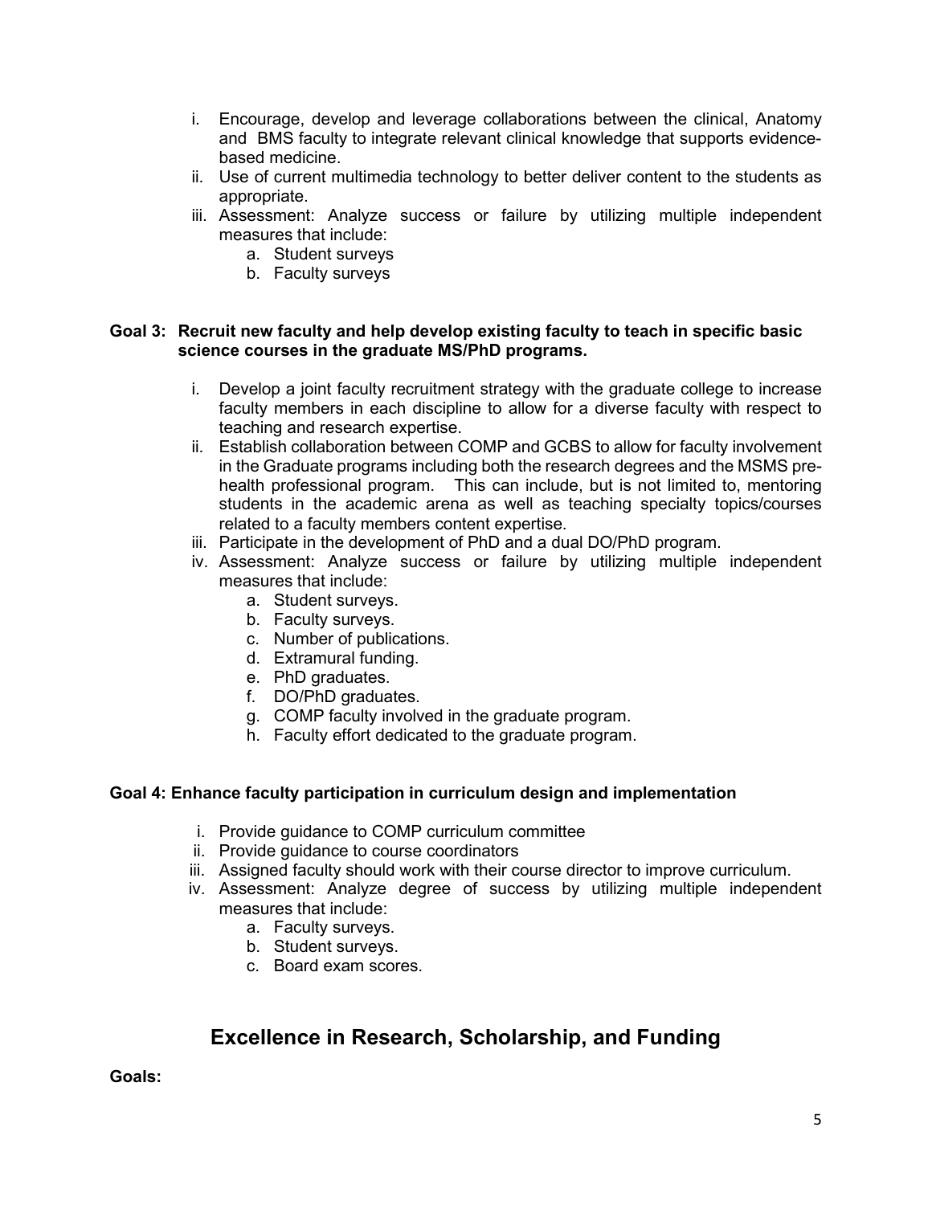i. Encourage, develop and leverage collaborations between the clinical, Anatomy and BMS faculty to integrate relevant clinical knowledge that supports evidence-based medicine.
ii. Use of current multimedia technology to better deliver content to the students as appropriate.
iii. Assessment: Analyze success or failure by utilizing multiple independent measures that include:
    a. Student surveys
    b. Faculty surveys

**Goal 3: Recruit new faculty and help develop existing faculty to teach in specific basic science courses in the graduate MS/PhD programs.**

i. Develop a joint faculty recruitment strategy with the graduate college to increase faculty members in each discipline to allow for a diverse faculty with respect to teaching and research expertise.
ii. Establish collaboration between COMP and GCBS to allow for faculty involvement in the Graduate programs including both the research degrees and the MSMS pre-health professional program. This can include, but is not limited to, mentoring students in the academic arena as well as teaching specialty topics/courses related to a faculty members content expertise.
iii. Participate in the development of PhD and a dual DO/PhD program.
iv. Assessment: Analyze success or failure by utilizing multiple independent measures that include:
    a. Student surveys.
    b. Faculty surveys.
    c. Number of publications.
    d. Extramural funding.
    e. PhD graduates.
    f. DO/PhD graduates.
    g. COMP faculty involved in the graduate program.
    h. Faculty effort dedicated to the graduate program.

**Goal 4: Enhance faculty participation in curriculum design and implementation**

i. Provide guidance to COMP curriculum committee
ii. Provide guidance to course coordinators
iii. Assigned faculty should work with their course director to improve curriculum.
iv. Assessment: Analyze degree of success by utilizing multiple independent measures that include:
    a. Faculty surveys.
    b. Student surveys.
    c. Board exam scores.

## Excellence in Research, Scholarship, and Funding

**Goals:**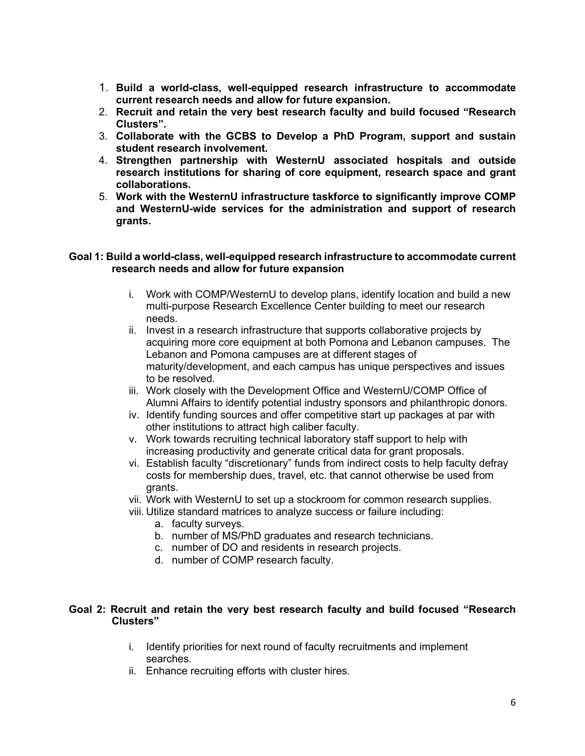1. **Build a world-class, well-equipped research infrastructure to accommodate current research needs and allow for future expansion.**
2. **Recruit and retain the very best research faculty and build focused "Research Clusters".**
3. **Collaborate with the GCBS to Develop a PhD Program, support and sustain student research involvement.**
4. **Strengthen partnership with WesternU associated hospitals and outside research institutions for sharing of core equipment, research space and grant collaborations.**
5. **Work with the WesternU infrastructure taskforce to significantly improve COMP and WesternU-wide services for the administration and support of research grants.**

**Goal 1: Build a world-class, well-equipped research infrastructure to accommodate current research needs and allow for future expansion**

i. Work with COMP/WesternU to develop plans, identify location and build a new multi-purpose Research Excellence Center building to meet our research needs.
ii. Invest in a research infrastructure that supports collaborative projects by acquiring more core equipment at both Pomona and Lebanon campuses. The Lebanon and Pomona campuses are at different stages of maturity/development, and each campus has unique perspectives and issues to be resolved.
iii. Work closely with the Development Office and WesternU/COMP Office of Alumni Affairs to identify potential industry sponsors and philanthropic donors.
iv. Identify funding sources and offer competitive start up packages at par with other institutions to attract high caliber faculty.
v. Work towards recruiting technical laboratory staff support to help with increasing productivity and generate critical data for grant proposals.
vi. Establish faculty "discretionary" funds from indirect costs to help faculty defray costs for membership dues, travel, etc. that cannot otherwise be used from grants.
vii. Work with WesternU to set up a stockroom for common research supplies.
viii. Utilize standard matrices to analyze success or failure including:
   a. faculty surveys.
   b. number of MS/PhD graduates and research technicians.
   c. number of DO and residents in research projects.
   d. number of COMP research faculty.

**Goal 2: Recruit and retain the very best research faculty and build focused "Research Clusters"**

i. Identify priorities for next round of faculty recruitments and implement searches.
ii. Enhance recruiting efforts with cluster hires.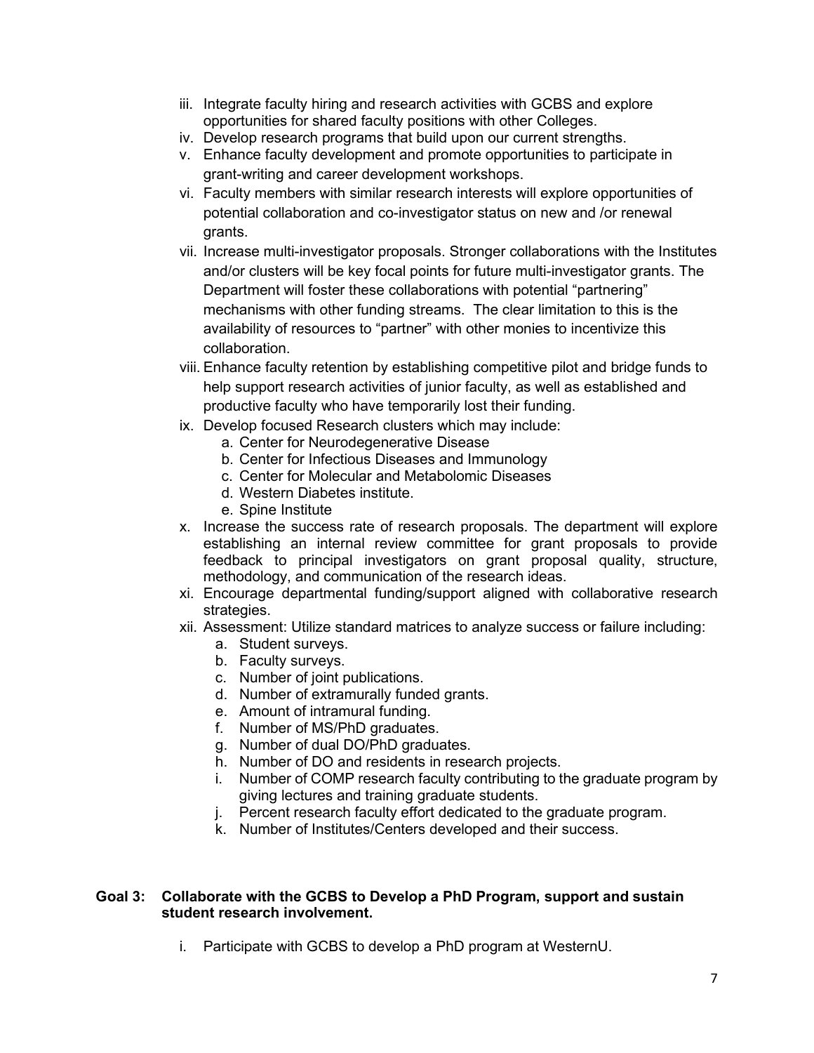iii. Integrate faculty hiring and research activities with GCBS and explore opportunities for shared faculty positions with other Colleges.

iv. Develop research programs that build upon our current strengths.

v. Enhance faculty development and promote opportunities to participate in grant-writing and career development workshops.

vi. Faculty members with similar research interests will explore opportunities of potential collaboration and co-investigator status on new and /or renewal grants.

vii. Increase multi-investigator proposals. Stronger collaborations with the Institutes and/or clusters will be key focal points for future multi-investigator grants. The Department will foster these collaborations with potential "partnering" mechanisms with other funding streams. The clear limitation to this is the availability of resources to "partner" with other monies to incentivize this collaboration.

viii. Enhance faculty retention by establishing competitive pilot and bridge funds to help support research activities of junior faculty, as well as established and productive faculty who have temporarily lost their funding.

ix. Develop focused Research clusters which may include:
   a. Center for Neurodegenerative Disease
   b. Center for Infectious Diseases and Immunology
   c. Center for Molecular and Metabolomic Diseases
   d. Western Diabetes institute.
   e. Spine Institute

x. Increase the success rate of research proposals. The department will explore establishing an internal review committee for grant proposals to provide feedback to principal investigators on grant proposal quality, structure, methodology, and communication of the research ideas.

xi. Encourage departmental funding/support aligned with collaborative research strategies.

xii. Assessment: Utilize standard matrices to analyze success or failure including:
   a. Student surveys.
   b. Faculty surveys.
   c. Number of joint publications.
   d. Number of extramurally funded grants.
   e. Amount of intramural funding.
   f. Number of MS/PhD graduates.
   g. Number of dual DO/PhD graduates.
   h. Number of DO and residents in research projects.
   i. Number of COMP research faculty contributing to the graduate program by giving lectures and training graduate students.
   j. Percent research faculty effort dedicated to the graduate program.
   k. Number of Institutes/Centers developed and their success.

**Goal 3: Collaborate with the GCBS to Develop a PhD Program, support and sustain student research involvement.**

i. Participate with GCBS to develop a PhD program at WesternU.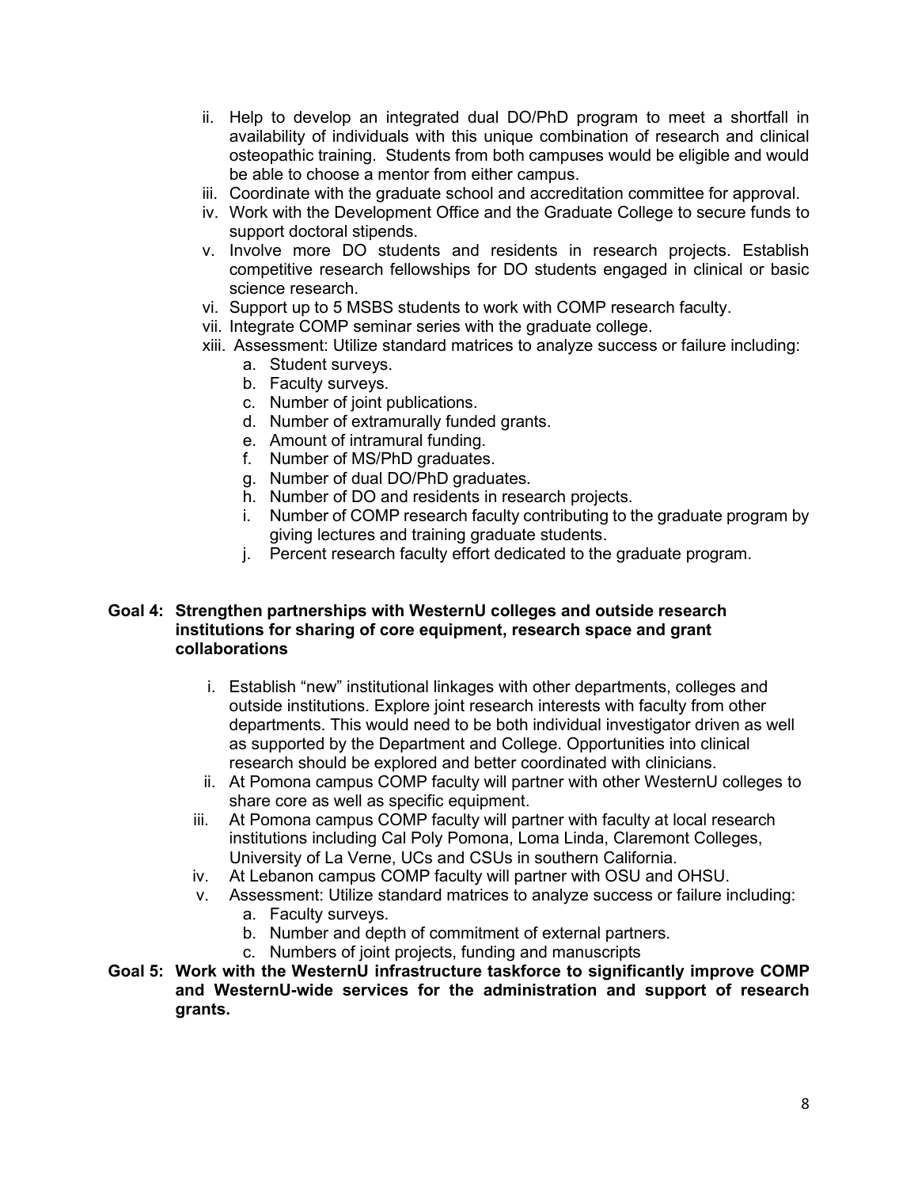ii. Help to develop an integrated dual DO/PhD program to meet a shortfall in availability of individuals with this unique combination of research and clinical osteopathic training. Students from both campuses would be eligible and would be able to choose a mentor from either campus.

iii. Coordinate with the graduate school and accreditation committee for approval.

iv. Work with the Development Office and the Graduate College to secure funds to support doctoral stipends.

v. Involve more DO students and residents in research projects. Establish competitive research fellowships for DO students engaged in clinical or basic science research.

vi. Support up to 5 MSBS students to work with COMP research faculty.

vii. Integrate COMP seminar series with the graduate college.

xiii. Assessment: Utilize standard matrices to analyze success or failure including:

  a. Student surveys.
  b. Faculty surveys.
  c. Number of joint publications.
  d. Number of extramurally funded grants.
  e. Amount of intramural funding.
  f. Number of MS/PhD graduates.
  g. Number of dual DO/PhD graduates.
  h. Number of DO and residents in research projects.
  i. Number of COMP research faculty contributing to the graduate program by giving lectures and training graduate students.
  j. Percent research faculty effort dedicated to the graduate program.

**Goal 4: Strengthen partnerships with WesternU colleges and outside research institutions for sharing of core equipment, research space and grant collaborations**

i. Establish "new" institutional linkages with other departments, colleges and outside institutions. Explore joint research interests with faculty from other departments. This would need to be both individual investigator driven as well as supported by the Department and College. Opportunities into clinical research should be explored and better coordinated with clinicians.

ii. At Pomona campus COMP faculty will partner with other WesternU colleges to share core as well as specific equipment.

iii. At Pomona campus COMP faculty will partner with faculty at local research institutions including Cal Poly Pomona, Loma Linda, Claremont Colleges, University of La Verne, UCs and CSUs in southern California.

iv. At Lebanon campus COMP faculty will partner with OSU and OHSU.

v. Assessment: Utilize standard matrices to analyze success or failure including:

  a. Faculty surveys.
  b. Number and depth of commitment of external partners.
  c. Numbers of joint projects, funding and manuscripts

**Goal 5: Work with the WesternU infrastructure taskforce to significantly improve COMP and WesternU-wide services for the administration and support of research grants.**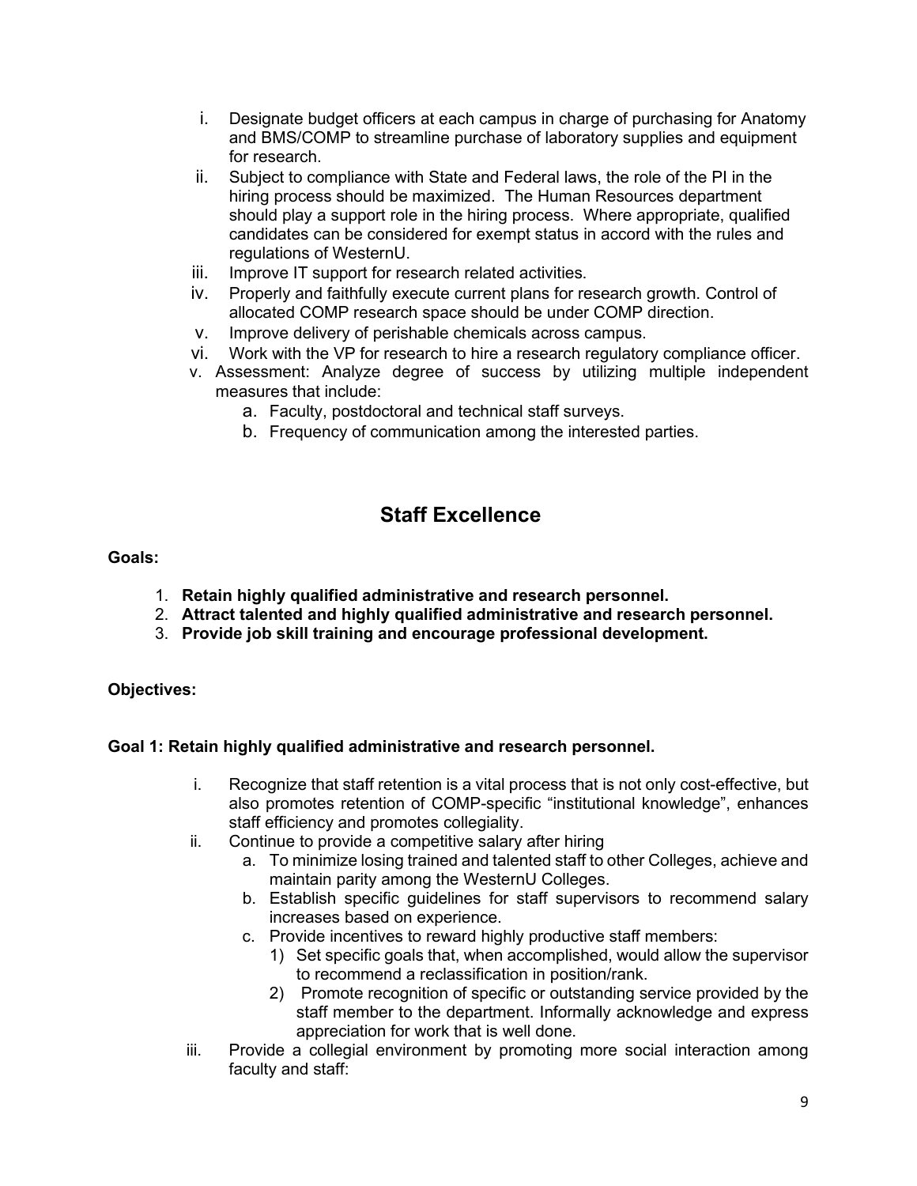i. Designate budget officers at each campus in charge of purchasing for Anatomy and BMS/COMP to streamline purchase of laboratory supplies and equipment for research.
ii. Subject to compliance with State and Federal laws, the role of the PI in the hiring process should be maximized. The Human Resources department should play a support role in the hiring process. Where appropriate, qualified candidates can be considered for exempt status in accord with the rules and regulations of WesternU.
iii. Improve IT support for research related activities.
iv. Properly and faithfully execute current plans for research growth. Control of allocated COMP research space should be under COMP direction.
v. Improve delivery of perishable chemicals across campus.
vi. Work with the VP for research to hire a research regulatory compliance officer.

v. Assessment: Analyze degree of success by utilizing multiple independent measures that include:
   a. Faculty, postdoctoral and technical staff surveys.
   b. Frequency of communication among the interested parties.

## Staff Excellence

**Goals:**

1. **Retain highly qualified administrative and research personnel.**
2. **Attract talented and highly qualified administrative and research personnel.**
3. **Provide job skill training and encourage professional development.**

**Objectives:**

**Goal 1: Retain highly qualified administrative and research personnel.**

i. Recognize that staff retention is a vital process that is not only cost-effective, but also promotes retention of COMP-specific "institutional knowledge", enhances staff efficiency and promotes collegiality.
ii. Continue to provide a competitive salary after hiring
   a. To minimize losing trained and talented staff to other Colleges, achieve and maintain parity among the WesternU Colleges.
   b. Establish specific guidelines for staff supervisors to recommend salary increases based on experience.
   c. Provide incentives to reward highly productive staff members:
      1) Set specific goals that, when accomplished, would allow the supervisor to recommend a reclassification in position/rank.
      2) Promote recognition of specific or outstanding service provided by the staff member to the department. Informally acknowledge and express appreciation for work that is well done.
iii. Provide a collegial environment by promoting more social interaction among faculty and staff: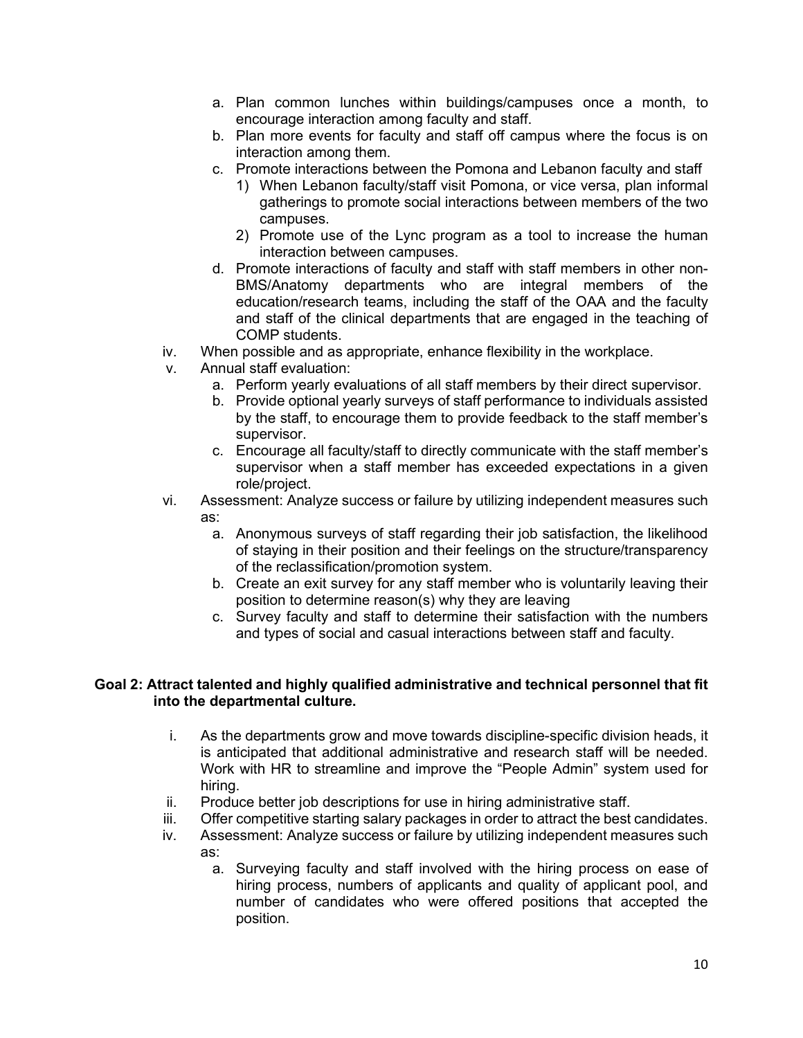a. Plan common lunches within buildings/campuses once a month, to encourage interaction among faculty and staff.
b. Plan more events for faculty and staff off campus where the focus is on interaction among them.
c. Promote interactions between the Pomona and Lebanon faculty and staff
   1) When Lebanon faculty/staff visit Pomona, or vice versa, plan informal gatherings to promote social interactions between members of the two campuses.
   2) Promote use of the Lync program as a tool to increase the human interaction between campuses.
d. Promote interactions of faculty and staff with staff members in other non-BMS/Anatomy departments who are integral members of the education/research teams, including the staff of the OAA and the faculty and staff of the clinical departments that are engaged in the teaching of COMP students.

iv. When possible and as appropriate, enhance flexibility in the workplace.

v. Annual staff evaluation:
   a. Perform yearly evaluations of all staff members by their direct supervisor.
   b. Provide optional yearly surveys of staff performance to individuals assisted by the staff, to encourage them to provide feedback to the staff member's supervisor.
   c. Encourage all faculty/staff to directly communicate with the staff member's supervisor when a staff member has exceeded expectations in a given role/project.

vi. Assessment: Analyze success or failure by utilizing independent measures such as:
   a. Anonymous surveys of staff regarding their job satisfaction, the likelihood of staying in their position and their feelings on the structure/transparency of the reclassification/promotion system.
   b. Create an exit survey for any staff member who is voluntarily leaving their position to determine reason(s) why they are leaving
   c. Survey faculty and staff to determine their satisfaction with the numbers and types of social and casual interactions between staff and faculty.

**Goal 2: Attract talented and highly qualified administrative and technical personnel that fit into the departmental culture.**

i. As the departments grow and move towards discipline-specific division heads, it is anticipated that additional administrative and research staff will be needed. Work with HR to streamline and improve the "People Admin" system used for hiring.

ii. Produce better job descriptions for use in hiring administrative staff.

iii. Offer competitive starting salary packages in order to attract the best candidates.

iv. Assessment: Analyze success or failure by utilizing independent measures such as:
   a. Surveying faculty and staff involved with the hiring process on ease of hiring process, numbers of applicants and quality of applicant pool, and number of candidates who were offered positions that accepted the position.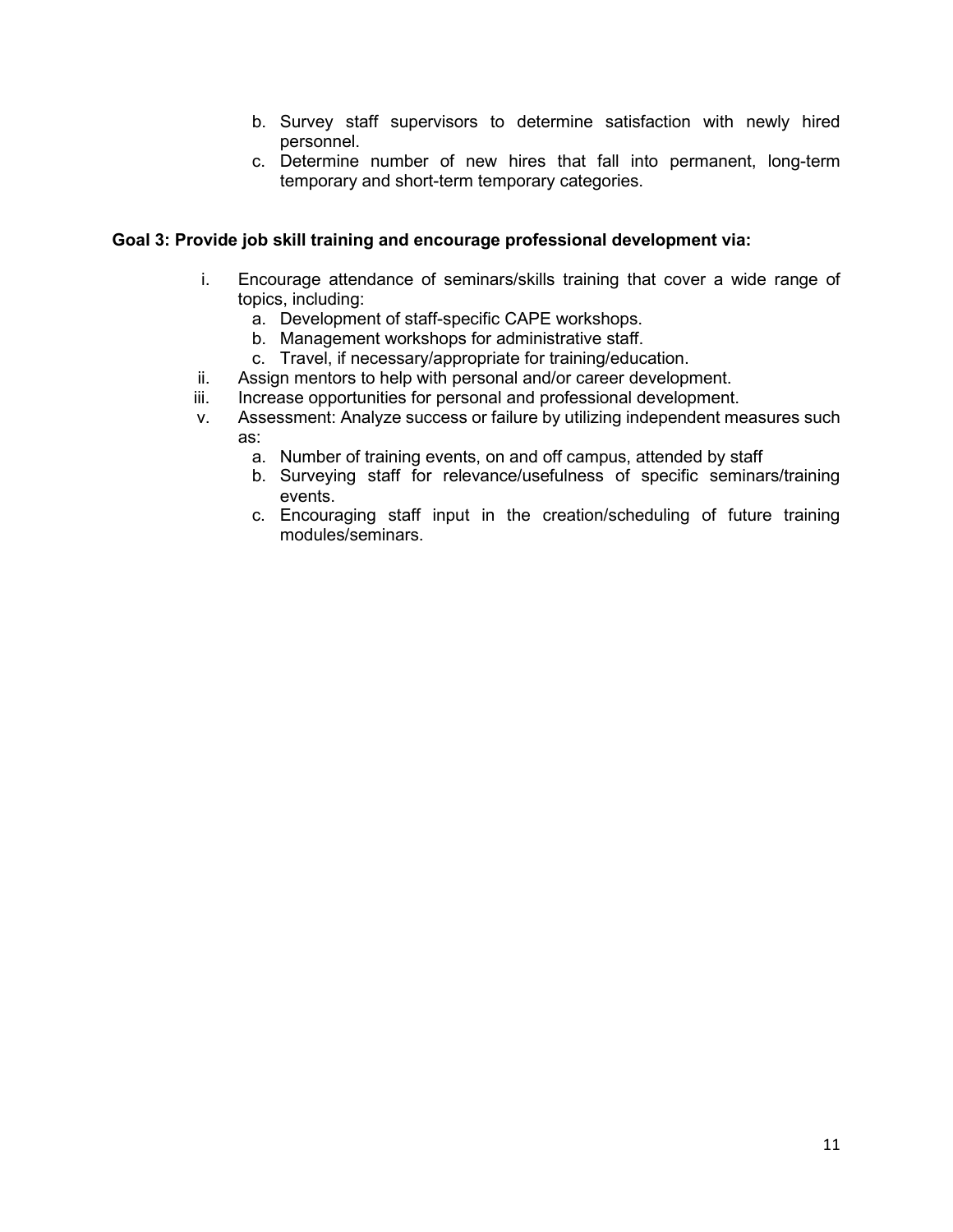b. Survey staff supervisors to determine satisfaction with newly hired personnel.
c. Determine number of new hires that fall into permanent, long-term temporary and short-term temporary categories.

**Goal 3: Provide job skill training and encourage professional development via:**

i. Encourage attendance of seminars/skills training that cover a wide range of topics, including:
   a. Development of staff-specific CAPE workshops.
   b. Management workshops for administrative staff.
   c. Travel, if necessary/appropriate for training/education.

ii. Assign mentors to help with personal and/or career development.

iii. Increase opportunities for personal and professional development.

v. Assessment: Analyze success or failure by utilizing independent measures such as:
   a. Number of training events, on and off campus, attended by staff
   b. Surveying staff for relevance/usefulness of specific seminars/training events.
   c. Encouraging staff input in the creation/scheduling of future training modules/seminars.